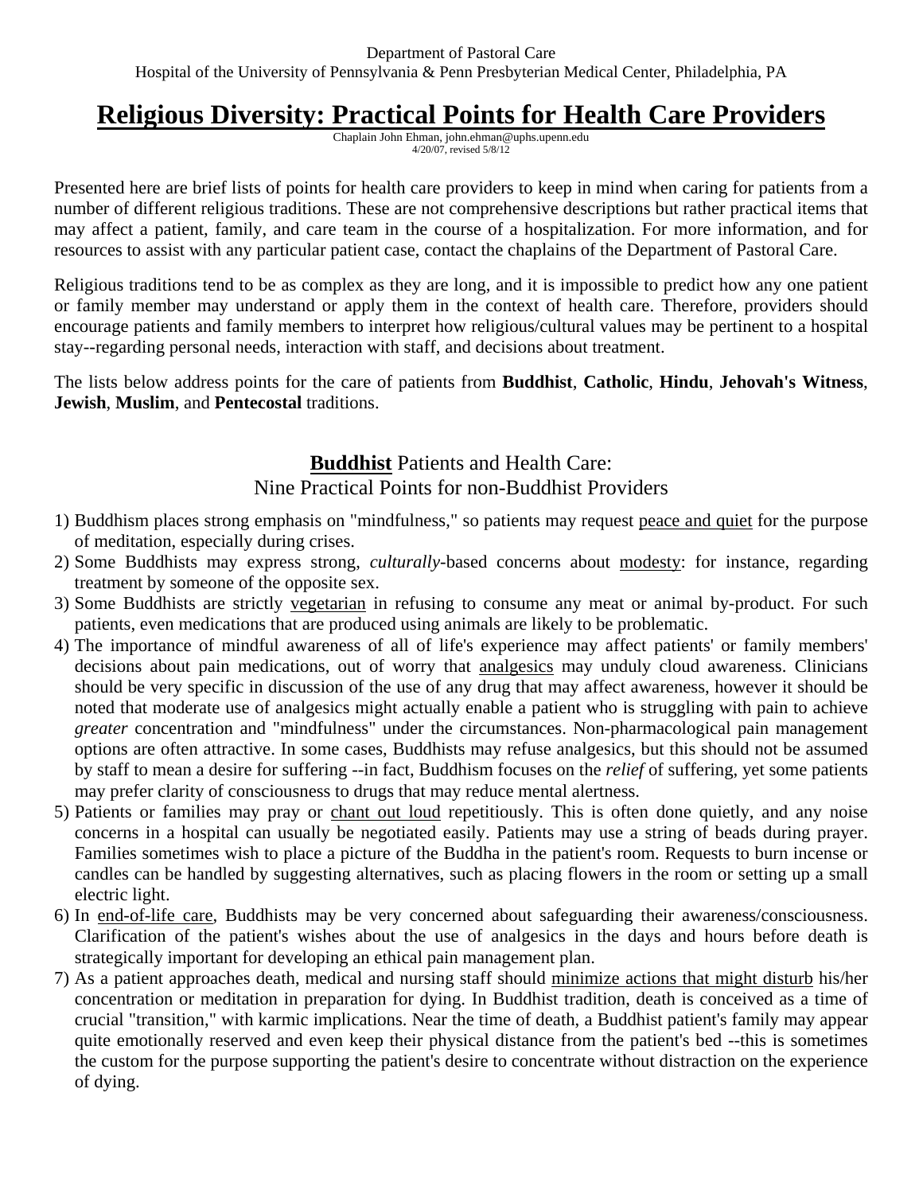Department of Pastoral Care
Hospital of the University of Pennsylvania & Penn Presbyterian Medical Center, Philadelphia, PA

# Religious Diversity: Practical Points for Health Care Providers

Chaplain John Ehman, john.ehman@uphs.upenn.edu
4/20/07, revised 5/8/12

Presented here are brief lists of points for health care providers to keep in mind when caring for patients from a number of different religious traditions. These are not comprehensive descriptions but rather practical items that may affect a patient, family, and care team in the course of a hospitalization. For more information, and for resources to assist with any particular patient case, contact the chaplains of the Department of Pastoral Care.

Religious traditions tend to be as complex as they are long, and it is impossible to predict how any one patient or family member may understand or apply them in the context of health care. Therefore, providers should encourage patients and family members to interpret how religious/cultural values may be pertinent to a hospital stay--regarding personal needs, interaction with staff, and decisions about treatment.

The lists below address points for the care of patients from **Buddhist**, **Catholic**, **Hindu**, **Jehovah's Witness**, **Jewish**, **Muslim**, and **Pentecostal** traditions.

## Buddhist Patients and Health Care: Nine Practical Points for non-Buddhist Providers

1) Buddhism places strong emphasis on "mindfulness," so patients may request peace and quiet for the purpose of meditation, especially during crises.
2) Some Buddhists may express strong, *culturally*-based concerns about modesty: for instance, regarding treatment by someone of the opposite sex.
3) Some Buddhists are strictly vegetarian in refusing to consume any meat or animal by-product. For such patients, even medications that are produced using animals are likely to be problematic.
4) The importance of mindful awareness of all of life's experience may affect patients' or family members' decisions about pain medications, out of worry that analgesics may unduly cloud awareness. Clinicians should be very specific in discussion of the use of any drug that may affect awareness, however it should be noted that moderate use of analgesics might actually enable a patient who is struggling with pain to achieve *greater* concentration and "mindfulness" under the circumstances. Non-pharmacological pain management options are often attractive. In some cases, Buddhists may refuse analgesics, but this should not be assumed by staff to mean a desire for suffering --in fact, Buddhism focuses on the *relief* of suffering, yet some patients may prefer clarity of consciousness to drugs that may reduce mental alertness.
5) Patients or families may pray or chant out loud repetitiously. This is often done quietly, and any noise concerns in a hospital can usually be negotiated easily. Patients may use a string of beads during prayer. Families sometimes wish to place a picture of the Buddha in the patient's room. Requests to burn incense or candles can be handled by suggesting alternatives, such as placing flowers in the room or setting up a small electric light.
6) In end-of-life care, Buddhists may be very concerned about safeguarding their awareness/consciousness. Clarification of the patient's wishes about the use of analgesics in the days and hours before death is strategically important for developing an ethical pain management plan.
7) As a patient approaches death, medical and nursing staff should minimize actions that might disturb his/her concentration or meditation in preparation for dying. In Buddhist tradition, death is conceived as a time of crucial "transition," with karmic implications. Near the time of death, a Buddhist patient's family may appear quite emotionally reserved and even keep their physical distance from the patient's bed --this is sometimes the custom for the purpose supporting the patient's desire to concentrate without distraction on the experience of dying.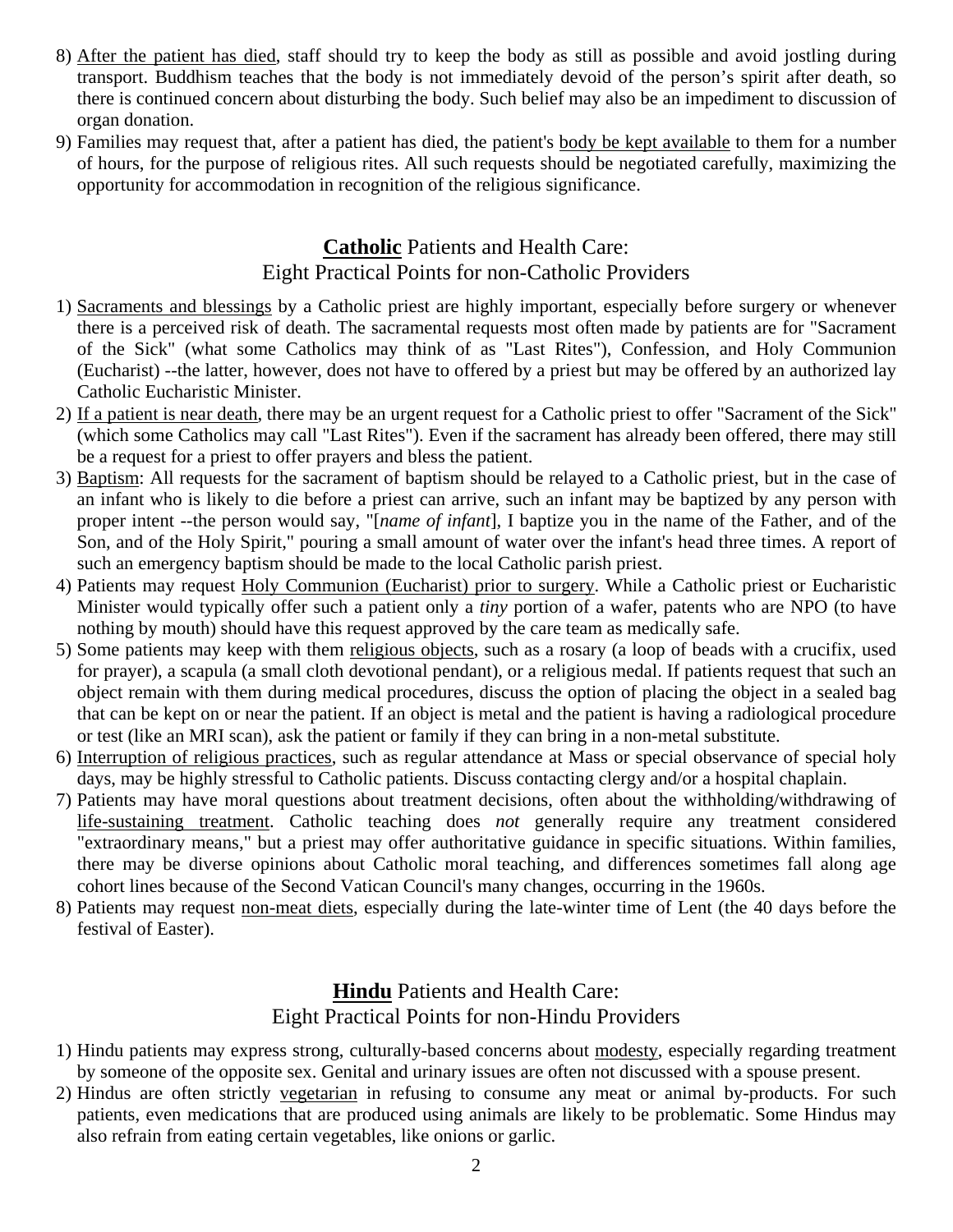8) After the patient has died, staff should try to keep the body as still as possible and avoid jostling during transport. Buddhism teaches that the body is not immediately devoid of the person's spirit after death, so there is continued concern about disturbing the body. Such belief may also be an impediment to discussion of organ donation.
9) Families may request that, after a patient has died, the patient's body be kept available to them for a number of hours, for the purpose of religious rites. All such requests should be negotiated carefully, maximizing the opportunity for accommodation in recognition of the religious significance.

## **Catholic** Patients and Health Care: Eight Practical Points for non-Catholic Providers

1) Sacraments and blessings by a Catholic priest are highly important, especially before surgery or whenever there is a perceived risk of death. The sacramental requests most often made by patients are for "Sacrament of the Sick" (what some Catholics may think of as "Last Rites"), Confession, and Holy Communion (Eucharist) --the latter, however, does not have to offered by a priest but may be offered by an authorized lay Catholic Eucharistic Minister.
2) If a patient is near death, there may be an urgent request for a Catholic priest to offer "Sacrament of the Sick" (which some Catholics may call "Last Rites"). Even if the sacrament has already been offered, there may still be a request for a priest to offer prayers and bless the patient.
3) Baptism: All requests for the sacrament of baptism should be relayed to a Catholic priest, but in the case of an infant who is likely to die before a priest can arrive, such an infant may be baptized by any person with proper intent --the person would say, "[*name of infant*], I baptize you in the name of the Father, and of the Son, and of the Holy Spirit," pouring a small amount of water over the infant's head three times. A report of such an emergency baptism should be made to the local Catholic parish priest.
4) Patients may request Holy Communion (Eucharist) prior to surgery. While a Catholic priest or Eucharistic Minister would typically offer such a patient only a *tiny* portion of a wafer, patents who are NPO (to have nothing by mouth) should have this request approved by the care team as medically safe.
5) Some patients may keep with them religious objects, such as a rosary (a loop of beads with a crucifix, used for prayer), a scapula (a small cloth devotional pendant), or a religious medal. If patients request that such an object remain with them during medical procedures, discuss the option of placing the object in a sealed bag that can be kept on or near the patient. If an object is metal and the patient is having a radiological procedure or test (like an MRI scan), ask the patient or family if they can bring in a non-metal substitute.
6) Interruption of religious practices, such as regular attendance at Mass or special observance of special holy days, may be highly stressful to Catholic patients. Discuss contacting clergy and/or a hospital chaplain.
7) Patients may have moral questions about treatment decisions, often about the withholding/withdrawing of life-sustaining treatment. Catholic teaching does *not* generally require any treatment considered "extraordinary means," but a priest may offer authoritative guidance in specific situations. Within families, there may be diverse opinions about Catholic moral teaching, and differences sometimes fall along age cohort lines because of the Second Vatican Council's many changes, occurring in the 1960s.
8) Patients may request non-meat diets, especially during the late-winter time of Lent (the 40 days before the festival of Easter).

## **Hindu** Patients and Health Care: Eight Practical Points for non-Hindu Providers

1) Hindu patients may express strong, culturally-based concerns about modesty, especially regarding treatment by someone of the opposite sex. Genital and urinary issues are often not discussed with a spouse present.
2) Hindus are often strictly vegetarian in refusing to consume any meat or animal by-products. For such patients, even medications that are produced using animals are likely to be problematic. Some Hindus may also refrain from eating certain vegetables, like onions or garlic.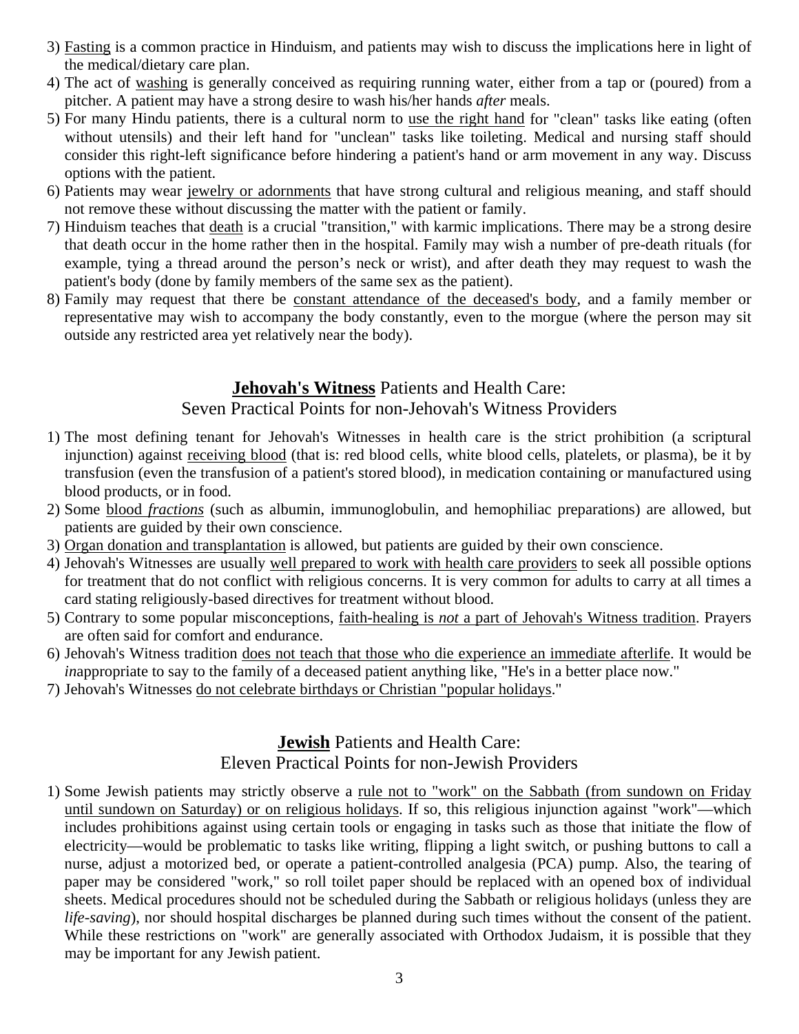3) Fasting is a common practice in Hinduism, and patients may wish to discuss the implications here in light of the medical/dietary care plan.
4) The act of washing is generally conceived as requiring running water, either from a tap or (poured) from a pitcher. A patient may have a strong desire to wash his/her hands *after* meals.
5) For many Hindu patients, there is a cultural norm to use the right hand for "clean" tasks like eating (often without utensils) and their left hand for "unclean" tasks like toileting. Medical and nursing staff should consider this right-left significance before hindering a patient's hand or arm movement in any way. Discuss options with the patient.
6) Patients may wear jewelry or adornments that have strong cultural and religious meaning, and staff should not remove these without discussing the matter with the patient or family.
7) Hinduism teaches that death is a crucial "transition," with karmic implications. There may be a strong desire that death occur in the home rather then in the hospital. Family may wish a number of pre-death rituals (for example, tying a thread around the person's neck or wrist), and after death they may request to wash the patient's body (done by family members of the same sex as the patient).
8) Family may request that there be constant attendance of the deceased's body, and a family member or representative may wish to accompany the body constantly, even to the morgue (where the person may sit outside any restricted area yet relatively near the body).

## **Jehovah's Witness** Patients and Health Care: Seven Practical Points for non-Jehovah's Witness Providers

1) The most defining tenant for Jehovah's Witnesses in health care is the strict prohibition (a scriptural injunction) against receiving blood (that is: red blood cells, white blood cells, platelets, or plasma), be it by transfusion (even the transfusion of a patient's stored blood), in medication containing or manufactured using blood products, or in food.
2) Some blood *fractions* (such as albumin, immunoglobulin, and hemophiliac preparations) are allowed, but patients are guided by their own conscience.
3) Organ donation and transplantation is allowed, but patients are guided by their own conscience.
4) Jehovah's Witnesses are usually well prepared to work with health care providers to seek all possible options for treatment that do not conflict with religious concerns. It is very common for adults to carry at all times a card stating religiously-based directives for treatment without blood.
5) Contrary to some popular misconceptions, faith-healing is *not* a part of Jehovah's Witness tradition. Prayers are often said for comfort and endurance.
6) Jehovah's Witness tradition does not teach that those who die experience an immediate afterlife. It would be *in*appropriate to say to the family of a deceased patient anything like, "He's in a better place now."
7) Jehovah's Witnesses do not celebrate birthdays or Christian "popular holidays."

## **Jewish** Patients and Health Care: Eleven Practical Points for non-Jewish Providers

1) Some Jewish patients may strictly observe a rule not to "work" on the Sabbath (from sundown on Friday until sundown on Saturday) or on religious holidays. If so, this religious injunction against "work"—which includes prohibitions against using certain tools or engaging in tasks such as those that initiate the flow of electricity—would be problematic to tasks like writing, flipping a light switch, or pushing buttons to call a nurse, adjust a motorized bed, or operate a patient-controlled analgesia (PCA) pump. Also, the tearing of paper may be considered "work," so roll toilet paper should be replaced with an opened box of individual sheets. Medical procedures should not be scheduled during the Sabbath or religious holidays (unless they are *life-saving*), nor should hospital discharges be planned during such times without the consent of the patient. While these restrictions on "work" are generally associated with Orthodox Judaism, it is possible that they may be important for any Jewish patient.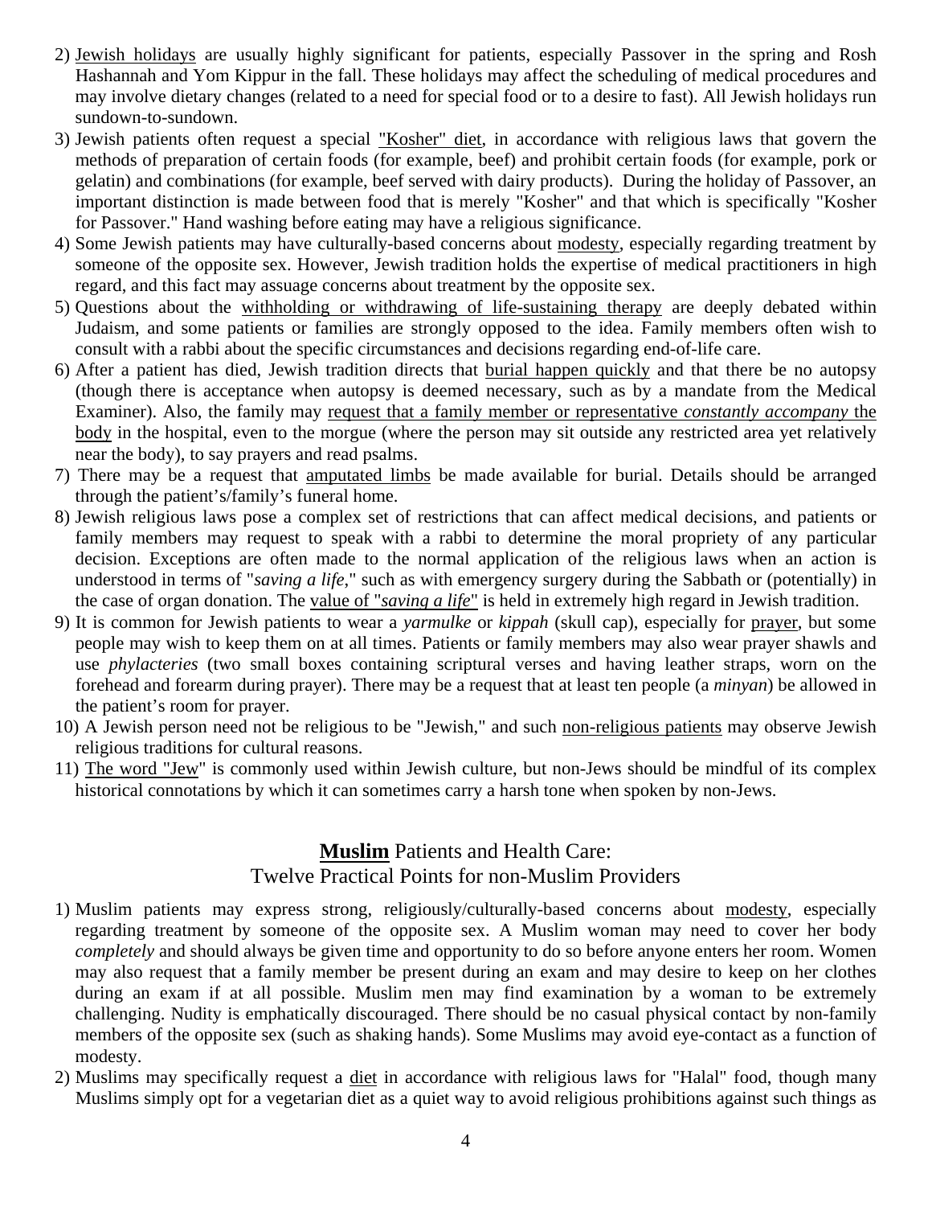2) Jewish holidays are usually highly significant for patients, especially Passover in the spring and Rosh Hashannah and Yom Kippur in the fall. These holidays may affect the scheduling of medical procedures and may involve dietary changes (related to a need for special food or to a desire to fast). All Jewish holidays run sundown-to-sundown.
3) Jewish patients often request a special "Kosher" diet, in accordance with religious laws that govern the methods of preparation of certain foods (for example, beef) and prohibit certain foods (for example, pork or gelatin) and combinations (for example, beef served with dairy products). During the holiday of Passover, an important distinction is made between food that is merely "Kosher" and that which is specifically "Kosher for Passover." Hand washing before eating may have a religious significance.
4) Some Jewish patients may have culturally-based concerns about modesty, especially regarding treatment by someone of the opposite sex. However, Jewish tradition holds the expertise of medical practitioners in high regard, and this fact may assuage concerns about treatment by the opposite sex.
5) Questions about the withholding or withdrawing of life-sustaining therapy are deeply debated within Judaism, and some patients or families are strongly opposed to the idea. Family members often wish to consult with a rabbi about the specific circumstances and decisions regarding end-of-life care.
6) After a patient has died, Jewish tradition directs that burial happen quickly and that there be no autopsy (though there is acceptance when autopsy is deemed necessary, such as by a mandate from the Medical Examiner). Also, the family may request that a family member or representative *constantly accompany* the body in the hospital, even to the morgue (where the person may sit outside any restricted area yet relatively near the body), to say prayers and read psalms.
7) There may be a request that amputated limbs be made available for burial. Details should be arranged through the patient's/family's funeral home.
8) Jewish religious laws pose a complex set of restrictions that can affect medical decisions, and patients or family members may request to speak with a rabbi to determine the moral propriety of any particular decision. Exceptions are often made to the normal application of the religious laws when an action is understood in terms of "*saving a life*," such as with emergency surgery during the Sabbath or (potentially) in the case of organ donation. The value of "*saving a life*" is held in extremely high regard in Jewish tradition.
9) It is common for Jewish patients to wear a *yarmulke* or *kippah* (skull cap), especially for prayer, but some people may wish to keep them on at all times. Patients or family members may also wear prayer shawls and use *phylacteries* (two small boxes containing scriptural verses and having leather straps, worn on the forehead and forearm during prayer). There may be a request that at least ten people (a *minyan*) be allowed in the patient's room for prayer.
10) A Jewish person need not be religious to be "Jewish," and such non-religious patients may observe Jewish religious traditions for cultural reasons.
11) The word "Jew" is commonly used within Jewish culture, but non-Jews should be mindful of its complex historical connotations by which it can sometimes carry a harsh tone when spoken by non-Jews.

## **Muslim** Patients and Health Care: Twelve Practical Points for non-Muslim Providers

1) Muslim patients may express strong, religiously/culturally-based concerns about modesty, especially regarding treatment by someone of the opposite sex. A Muslim woman may need to cover her body *completely* and should always be given time and opportunity to do so before anyone enters her room. Women may also request that a family member be present during an exam and may desire to keep on her clothes during an exam if at all possible. Muslim men may find examination by a woman to be extremely challenging. Nudity is emphatically discouraged. There should be no casual physical contact by non-family members of the opposite sex (such as shaking hands). Some Muslims may avoid eye-contact as a function of modesty.
2) Muslims may specifically request a diet in accordance with religious laws for "Halal" food, though many Muslims simply opt for a vegetarian diet as a quiet way to avoid religious prohibitions against such things as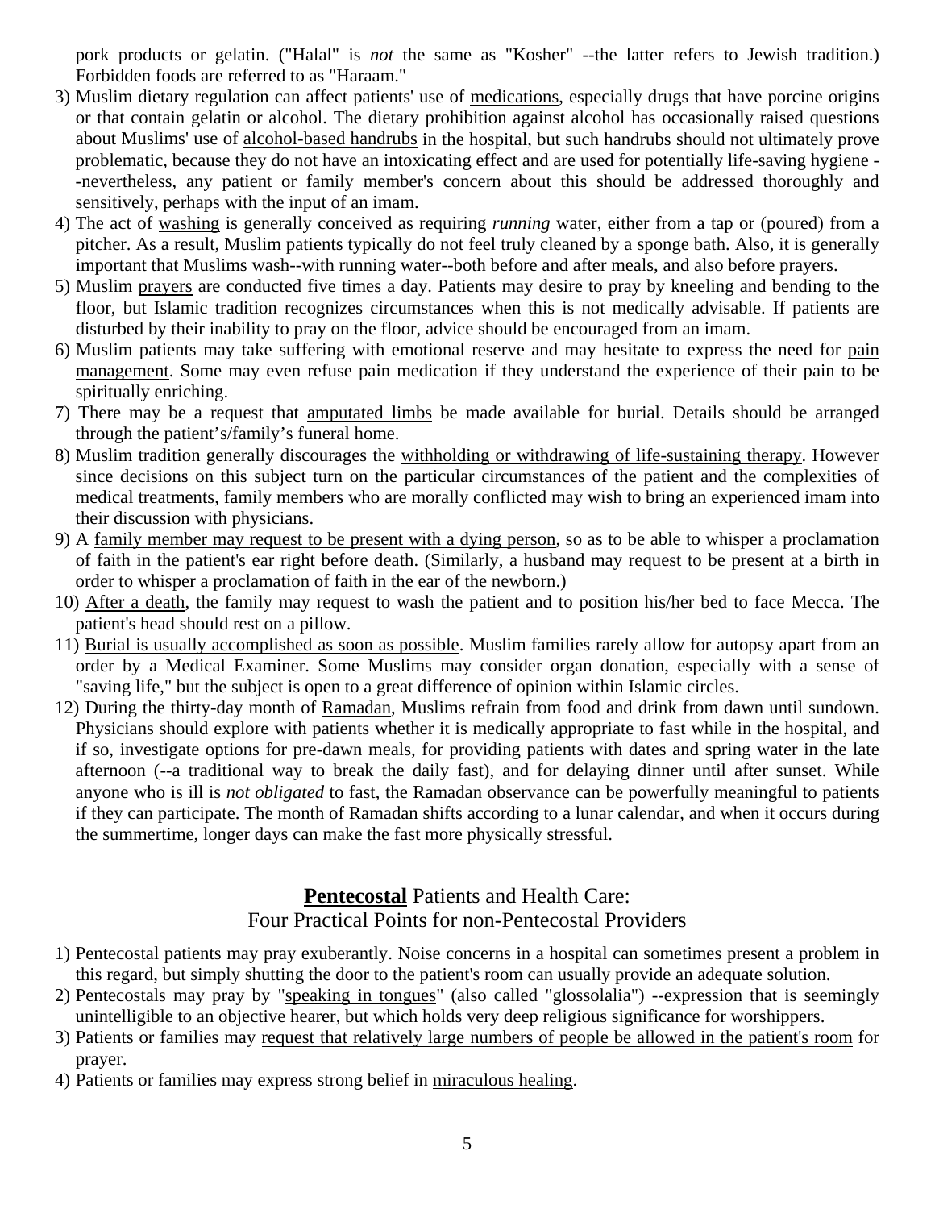pork products or gelatin. ("Halal" is *not* the same as "Kosher" --the latter refers to Jewish tradition.) Forbidden foods are referred to as "Haraam."

3) Muslim dietary regulation can affect patients' use of medications, especially drugs that have porcine origins or that contain gelatin or alcohol. The dietary prohibition against alcohol has occasionally raised questions about Muslims' use of alcohol-based handrubs in the hospital, but such handrubs should not ultimately prove problematic, because they do not have an intoxicating effect and are used for potentially life-saving hygiene --nevertheless, any patient or family member's concern about this should be addressed thoroughly and sensitively, perhaps with the input of an imam.
4) The act of washing is generally conceived as requiring *running* water, either from a tap or (poured) from a pitcher. As a result, Muslim patients typically do not feel truly cleaned by a sponge bath. Also, it is generally important that Muslims wash--with running water--both before and after meals, and also before prayers.
5) Muslim prayers are conducted five times a day. Patients may desire to pray by kneeling and bending to the floor, but Islamic tradition recognizes circumstances when this is not medically advisable. If patients are disturbed by their inability to pray on the floor, advice should be encouraged from an imam.
6) Muslim patients may take suffering with emotional reserve and may hesitate to express the need for pain management. Some may even refuse pain medication if they understand the experience of their pain to be spiritually enriching.
7) There may be a request that amputated limbs be made available for burial. Details should be arranged through the patient's/family's funeral home.
8) Muslim tradition generally discourages the withholding or withdrawing of life-sustaining therapy. However since decisions on this subject turn on the particular circumstances of the patient and the complexities of medical treatments, family members who are morally conflicted may wish to bring an experienced imam into their discussion with physicians.
9) A family member may request to be present with a dying person, so as to be able to whisper a proclamation of faith in the patient's ear right before death. (Similarly, a husband may request to be present at a birth in order to whisper a proclamation of faith in the ear of the newborn.)
10) After a death, the family may request to wash the patient and to position his/her bed to face Mecca. The patient's head should rest on a pillow.
11) Burial is usually accomplished as soon as possible. Muslim families rarely allow for autopsy apart from an order by a Medical Examiner. Some Muslims may consider organ donation, especially with a sense of "saving life," but the subject is open to a great difference of opinion within Islamic circles.
12) During the thirty-day month of Ramadan, Muslims refrain from food and drink from dawn until sundown. Physicians should explore with patients whether it is medically appropriate to fast while in the hospital, and if so, investigate options for pre-dawn meals, for providing patients with dates and spring water in the late afternoon (--a traditional way to break the daily fast), and for delaying dinner until after sunset. While anyone who is ill is *not obligated* to fast, the Ramadan observance can be powerfully meaningful to patients if they can participate. The month of Ramadan shifts according to a lunar calendar, and when it occurs during the summertime, longer days can make the fast more physically stressful.

## **Pentecostal** Patients and Health Care: Four Practical Points for non-Pentecostal Providers

1) Pentecostal patients may pray exuberantly. Noise concerns in a hospital can sometimes present a problem in this regard, but simply shutting the door to the patient's room can usually provide an adequate solution.
2) Pentecostals may pray by "speaking in tongues" (also called "glossolalia") --expression that is seemingly unintelligible to an objective hearer, but which holds very deep religious significance for worshippers.
3) Patients or families may request that relatively large numbers of people be allowed in the patient's room for prayer.
4) Patients or families may express strong belief in miraculous healing.